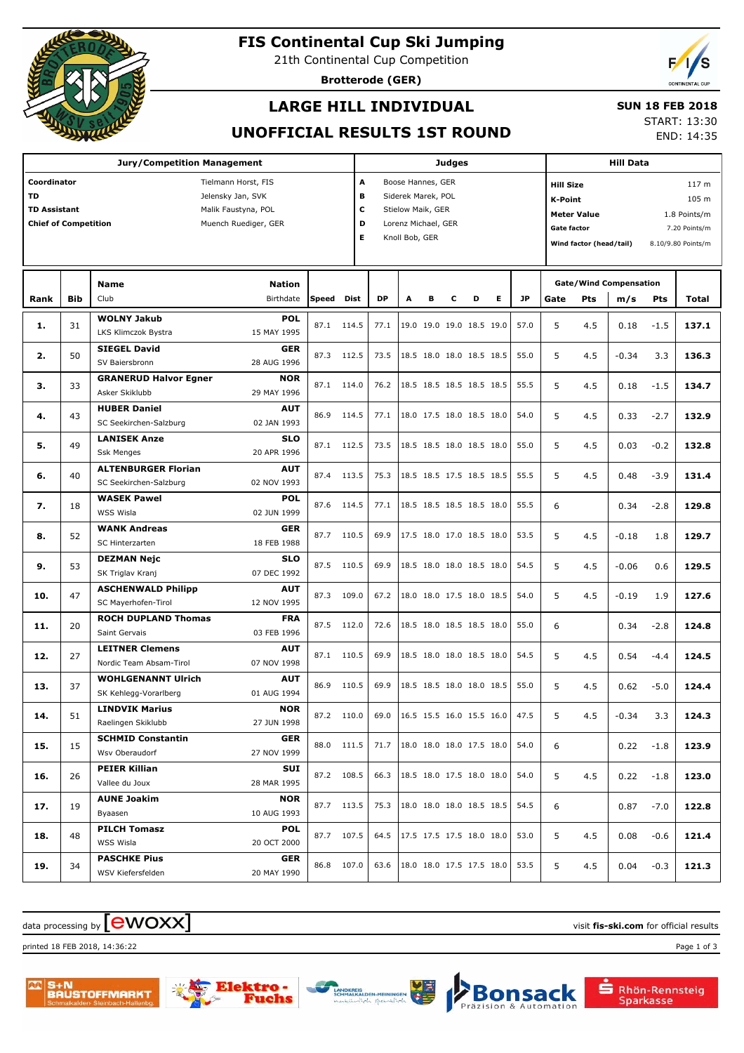# FIS Continental Cup Ski Jumping

21th Continental Cup Competition

**Brotterode (GER)**

## LARGE HILL INDIVIDUAL

## UNOFFICIAL RESULTS 1ST ROUND

**SUN 18 FEB 2018**

START: 13:30

END: 14:35

| Jury/Competition Management | | Judges | | Hill Data | |
|---|---|---|---|---|---|
| **Coordinator** | Tielmann Horst, FIS | **A** | Boose Hannes, GER | **Hill Size** | 117 m |
| **TD** | Jelensky Jan, SVK | **B** | Siderek Marek, POL | **K-Point** | 105 m |
| **TD Assistant** | Malik Faustyna, POL | **C** | Stielow Maik, GER | **Meter Value** | 1.8 Points/m |
| **Chief of Competition** | Muench Ruediger, GER | **D** | Lorenz Michael, GER | **Gate factor** | 7.20 Points/m |
| | | **E** | Knoll Bob, GER | **Wind factor (head/tail)** | 8.10/9.80 Points/m |

| Rank | Bib | Name / Club | Nation / Birthdate | Speed | Dist | DP | A | B | C | D | E | JP | Gate | Pts | m/s | Pts | Total |
|---|---|---|---|---|---|---|---|---|---|---|---|---|---|---|---|---|---|
| **1.** | 31 | **WOLNY Jakub** LKS Klimczok Bystra | **POL** 15 MAY 1995 | 87.1 | 114.5 | 77.1 | 19.0 | 19.0 | 19.0 | 18.5 | 19.0 | 57.0 | 5 | 4.5 | 0.18 | -1.5 | **137.1** |
| **2.** | 50 | **SIEGEL David** SV Baiersbronn | **GER** 28 AUG 1996 | 87.3 | 112.5 | 73.5 | 18.5 | 18.0 | 18.0 | 18.5 | 18.5 | 55.0 | 5 | 4.5 | -0.34 | 3.3 | **136.3** |
| **3.** | 33 | **GRANERUD Halvor Egner** Asker Skiklubb | **NOR** 29 MAY 1996 | 87.1 | 114.0 | 76.2 | 18.5 | 18.5 | 18.5 | 18.5 | 18.5 | 55.5 | 5 | 4.5 | 0.18 | -1.5 | **134.7** |
| **4.** | 43 | **HUBER Daniel** SC Seekirchen-Salzburg | **AUT** 02 JAN 1993 | 86.9 | 114.5 | 77.1 | 18.0 | 17.5 | 18.0 | 18.5 | 18.0 | 54.0 | 5 | 4.5 | 0.33 | -2.7 | **132.9** |
| **5.** | 49 | **LANISEK Anze** Ssk Menges | **SLO** 20 APR 1996 | 87.1 | 112.5 | 73.5 | 18.5 | 18.5 | 18.0 | 18.5 | 18.0 | 55.0 | 5 | 4.5 | 0.03 | -0.2 | **132.8** |
| **6.** | 40 | **ALTENBURGER Florian** SC Seekirchen-Salzburg | **AUT** 02 NOV 1993 | 87.4 | 113.5 | 75.3 | 18.5 | 18.5 | 17.5 | 18.5 | 18.5 | 55.5 | 5 | 4.5 | 0.48 | -3.9 | **131.4** |
| **7.** | 18 | **WASEK Pawel** WSS Wisla | **POL** 02 JUN 1999 | 87.6 | 114.5 | 77.1 | 18.5 | 18.5 | 18.5 | 18.5 | 18.0 | 55.5 | 6 | | 0.34 | -2.8 | **129.8** |
| **8.** | 52 | **WANK Andreas** SC Hinterzarten | **GER** 18 FEB 1988 | 87.7 | 110.5 | 69.9 | 17.5 | 18.0 | 17.0 | 18.5 | 18.0 | 53.5 | 5 | 4.5 | -0.18 | 1.8 | **129.7** |
| **9.** | 53 | **DEZMAN Nejc** SK Triglav Kranj | **SLO** 07 DEC 1992 | 87.5 | 110.5 | 69.9 | 18.5 | 18.0 | 18.0 | 18.5 | 18.0 | 54.5 | 5 | 4.5 | -0.06 | 0.6 | **129.5** |
| **10.** | 47 | **ASCHENWALD Philipp** SC Mayerhofen-Tirol | **AUT** 12 NOV 1995 | 87.3 | 109.0 | 67.2 | 18.0 | 18.0 | 17.5 | 18.0 | 18.5 | 54.0 | 5 | 4.5 | -0.19 | 1.9 | **127.6** |
| **11.** | 20 | **ROCH DUPLAND Thomas** Saint Gervais | **FRA** 03 FEB 1996 | 87.5 | 112.0 | 72.6 | 18.5 | 18.0 | 18.5 | 18.5 | 18.0 | 55.0 | 6 | | 0.34 | -2.8 | **124.8** |
| **12.** | 27 | **LEITNER Clemens** Nordic Team Absam-Tirol | **AUT** 07 NOV 1998 | 87.1 | 110.5 | 69.9 | 18.5 | 18.0 | 18.0 | 18.5 | 18.0 | 54.5 | 5 | 4.5 | 0.54 | -4.4 | **124.5** |
| **13.** | 37 | **WOHLGENANNT Ulrich** SK Kehlegg-Vorarlberg | **AUT** 01 AUG 1994 | 86.9 | 110.5 | 69.9 | 18.5 | 18.5 | 18.0 | 18.0 | 18.5 | 55.0 | 5 | 4.5 | 0.62 | -5.0 | **124.4** |
| **14.** | 51 | **LINDVIK Marius** Raelingen Skiklubb | **NOR** 27 JUN 1998 | 87.2 | 110.0 | 69.0 | 16.5 | 15.5 | 16.0 | 15.5 | 16.0 | 47.5 | 5 | 4.5 | -0.34 | 3.3 | **124.3** |
| **15.** | 15 | **SCHMID Constantin** Wsv Oberaudorf | **GER** 27 NOV 1999 | 88.0 | 111.5 | 71.7 | 18.0 | 18.0 | 18.0 | 17.5 | 18.0 | 54.0 | 6 | | 0.22 | -1.8 | **123.9** |
| **16.** | 26 | **PEIER Killian** Vallee du Joux | **SUI** 28 MAR 1995 | 87.2 | 108.5 | 66.3 | 18.5 | 18.0 | 17.5 | 18.0 | 18.0 | 54.0 | 5 | 4.5 | 0.22 | -1.8 | **123.0** |
| **17.** | 19 | **AUNE Joakim** Byaasen | **NOR** 10 AUG 1993 | 87.7 | 113.5 | 75.3 | 18.0 | 18.0 | 18.0 | 18.5 | 18.5 | 54.5 | 6 | | 0.87 | -7.0 | **122.8** |
| **18.** | 48 | **PILCH Tomasz** WSS Wisla | **POL** 20 OCT 2000 | 87.7 | 107.5 | 64.5 | 17.5 | 17.5 | 17.5 | 18.0 | 18.0 | 53.0 | 5 | 4.5 | 0.08 | -0.6 | **121.4** |
| **19.** | 34 | **PASCHKE Pius** WSV Kiefersfelden | **GER** 20 MAY 1990 | 86.8 | 107.0 | 63.6 | 18.0 | 18.0 | 17.5 | 17.5 | 18.0 | 53.5 | 5 | 4.5 | 0.04 | -0.3 | **121.3** |

data processing by [ewoxx]

visit **fis-ski.com** for official results

printed 18 FEB 2018, 14:36:22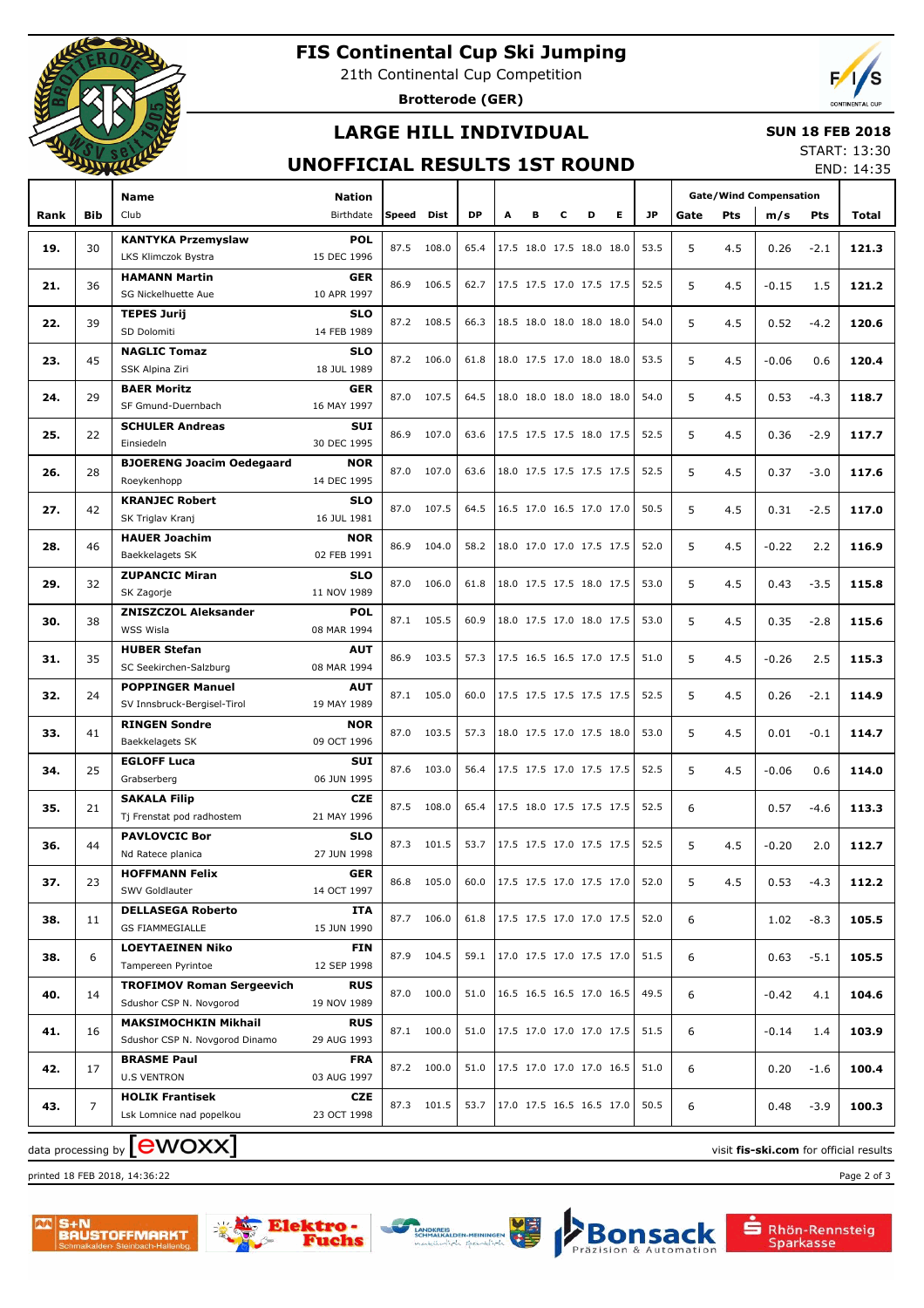# FIS Continental Cup Ski Jumping

21th Continental Cup Competition

**Brotterode (GER)**

## LARGE HILL INDIVIDUAL

## UNOFFICIAL RESULTS 1ST ROUND

**SUN 18 FEB 2018**
START: 13:30
END: 14:35

| Rank | Bib | Name / Club | Nation / Birthdate | Speed | Dist | DP | A | B | C | D | E | JP | Gate | Pts | m/s | Pts | Total |
|---|---|---|---|---|---|---|---|---|---|---|---|---|---|---|---|---|---|
| 19. | 30 | **KANTYKA Przemyslaw** LKS Klimczok Bystra | **POL** 15 DEC 1996 | 87.5 | 108.0 | 65.4 | 17.5 | 18.0 | 17.5 | 18.0 | 18.0 | 53.5 | 5 | 4.5 | 0.26 | -2.1 | **121.3** |
| 21. | 36 | **HAMANN Martin** SG Nickelhuette Aue | **GER** 10 APR 1997 | 86.9 | 106.5 | 62.7 | 17.5 | 17.5 | 17.0 | 17.5 | 17.5 | 52.5 | 5 | 4.5 | -0.15 | 1.5 | **121.2** |
| 22. | 39 | **TEPES Jurij** SD Dolomiti | **SLO** 14 FEB 1989 | 87.2 | 108.5 | 66.3 | 18.5 | 18.0 | 18.0 | 18.0 | 18.0 | 54.0 | 5 | 4.5 | 0.52 | -4.2 | **120.6** |
| 23. | 45 | **NAGLIC Tomaz** SSK Alpina Ziri | **SLO** 18 JUL 1989 | 87.2 | 106.0 | 61.8 | 18.0 | 17.5 | 17.0 | 18.0 | 18.0 | 53.5 | 5 | 4.5 | -0.06 | 0.6 | **120.4** |
| 24. | 29 | **BAER Moritz** SF Gmund-Duernbach | **GER** 16 MAY 1997 | 87.0 | 107.5 | 64.5 | 18.0 | 18.0 | 18.0 | 18.0 | 18.0 | 54.0 | 5 | 4.5 | 0.53 | -4.3 | **118.7** |
| 25. | 22 | **SCHULER Andreas** Einsiedeln | **SUI** 30 DEC 1995 | 86.9 | 107.0 | 63.6 | 17.5 | 17.5 | 17.5 | 18.0 | 17.5 | 52.5 | 5 | 4.5 | 0.36 | -2.9 | **117.7** |
| 26. | 28 | **BJOERENG Joacim Oedegaard** Roeykenhopp | **NOR** 14 DEC 1995 | 87.0 | 107.0 | 63.6 | 18.0 | 17.5 | 17.5 | 17.5 | 17.5 | 52.5 | 5 | 4.5 | 0.37 | -3.0 | **117.6** |
| 27. | 42 | **KRANJEC Robert** SK Triglav Kranj | **SLO** 16 JUL 1981 | 87.0 | 107.5 | 64.5 | 16.5 | 17.0 | 16.5 | 17.0 | 17.0 | 50.5 | 5 | 4.5 | 0.31 | -2.5 | **117.0** |
| 28. | 46 | **HAUER Joachim** Baekkelagets SK | **NOR** 02 FEB 1991 | 86.9 | 104.0 | 58.2 | 18.0 | 17.0 | 17.0 | 17.5 | 17.5 | 52.0 | 5 | 4.5 | -0.22 | 2.2 | **116.9** |
| 29. | 32 | **ZUPANCIC Miran** SK Zagorje | **SLO** 11 NOV 1989 | 87.0 | 106.0 | 61.8 | 18.0 | 17.5 | 17.5 | 18.0 | 17.5 | 53.0 | 5 | 4.5 | 0.43 | -3.5 | **115.8** |
| 30. | 38 | **ZNISZCZOL Aleksander** WSS Wisla | **POL** 08 MAR 1994 | 87.1 | 105.5 | 60.9 | 18.0 | 17.5 | 17.0 | 18.0 | 17.5 | 53.0 | 5 | 4.5 | 0.35 | -2.8 | **115.6** |
| 31. | 35 | **HUBER Stefan** SC Seekirchen-Salzburg | **AUT** 08 MAR 1994 | 86.9 | 103.5 | 57.3 | 17.5 | 16.5 | 16.5 | 17.0 | 17.5 | 51.0 | 5 | 4.5 | -0.26 | 2.5 | **115.3** |
| 32. | 24 | **POPPINGER Manuel** SV Innsbruck-Bergisel-Tirol | **AUT** 19 MAY 1989 | 87.1 | 105.0 | 60.0 | 17.5 | 17.5 | 17.5 | 17.5 | 17.5 | 52.5 | 5 | 4.5 | 0.26 | -2.1 | **114.9** |
| 33. | 41 | **RINGEN Sondre** Baekkelagets SK | **NOR** 09 OCT 1996 | 87.0 | 103.5 | 57.3 | 18.0 | 17.5 | 17.0 | 17.5 | 18.0 | 53.0 | 5 | 4.5 | 0.01 | -0.1 | **114.7** |
| 34. | 25 | **EGLOFF Luca** Grabserberg | **SUI** 06 JUN 1995 | 87.6 | 103.0 | 56.4 | 17.5 | 17.5 | 17.0 | 17.5 | 17.5 | 52.5 | 5 | 4.5 | -0.06 | 0.6 | **114.0** |
| 35. | 21 | **SAKALA Filip** Tj Frenstat pod radhostem | **CZE** 21 MAY 1996 | 87.5 | 108.0 | 65.4 | 17.5 | 18.0 | 17.5 | 17.5 | 17.5 | 52.5 | 6 | | 0.57 | -4.6 | **113.3** |
| 36. | 44 | **PAVLOVCIC Bor** Nd Ratece planica | **SLO** 27 JUN 1998 | 87.3 | 101.5 | 53.7 | 17.5 | 17.5 | 17.0 | 17.5 | 17.5 | 52.5 | 5 | 4.5 | -0.20 | 2.0 | **112.7** |
| 37. | 23 | **HOFFMANN Felix** SWV Goldlauter | **GER** 14 OCT 1997 | 86.8 | 105.0 | 60.0 | 17.5 | 17.5 | 17.0 | 17.5 | 17.0 | 52.0 | 5 | 4.5 | 0.53 | -4.3 | **112.2** |
| 38. | 11 | **DELLASEGA Roberto** GS FIAMMEGIALLE | **ITA** 15 JUN 1990 | 87.7 | 106.0 | 61.8 | 17.5 | 17.5 | 17.0 | 17.0 | 17.5 | 52.0 | 6 | | 1.02 | -8.3 | **105.5** |
| 38. | 6 | **LOEYTAEINEN Niko** Tampereen Pyrintoe | **FIN** 12 SEP 1998 | 87.9 | 104.5 | 59.1 | 17.0 | 17.5 | 17.0 | 17.5 | 17.0 | 51.5 | 6 | | 0.63 | -5.1 | **105.5** |
| 40. | 14 | **TROFIMOV Roman Sergeevich** Sdushor CSP N. Novgorod | **RUS** 19 NOV 1989 | 87.0 | 100.0 | 51.0 | 16.5 | 16.5 | 16.5 | 17.0 | 16.5 | 49.5 | 6 | | -0.42 | 4.1 | **104.6** |
| 41. | 16 | **MAKSIMOCHKIN Mikhail** Sdushor CSP N. Novgorod Dinamo | **RUS** 29 AUG 1993 | 87.1 | 100.0 | 51.0 | 17.5 | 17.0 | 17.0 | 17.0 | 17.5 | 51.5 | 6 | | -0.14 | 1.4 | **103.9** |
| 42. | 17 | **BRASME Paul** U.S VENTRON | **FRA** 03 AUG 1997 | 87.2 | 100.0 | 51.0 | 17.5 | 17.0 | 17.0 | 17.0 | 16.5 | 51.0 | 6 | | 0.20 | -1.6 | **100.4** |
| 43. | 7 | **HOLIK Frantisek** Lsk Lomnice nad popelkou | **CZE** 23 OCT 1998 | 87.3 | 101.5 | 53.7 | 17.0 | 17.5 | 16.5 | 16.5 | 17.0 | 50.5 | 6 | | 0.48 | -3.9 | **100.3** |

Gate/Wind Compensation: Gate, Pts (gate); m/s, Pts (wind)

data processing by ewoxx — visit **fis-ski.com** for official results

printed 18 FEB 2018, 14:36:22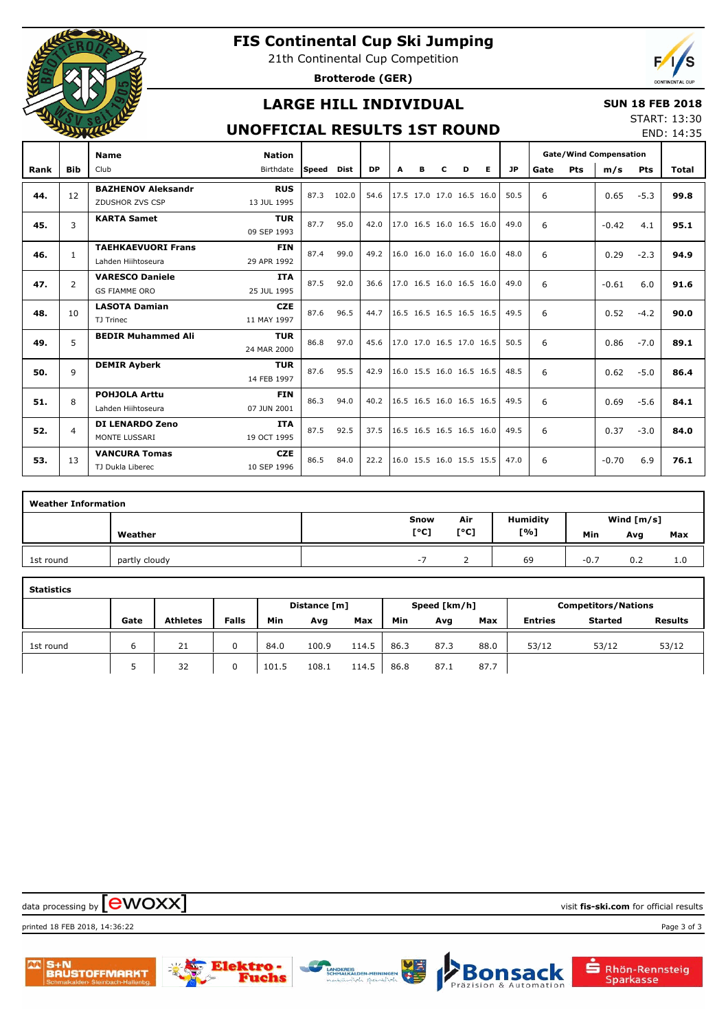# FIS Continental Cup Ski Jumping

21th Continental Cup Competition

**Brotterode (GER)**

## LARGE HILL INDIVIDUAL

**SUN 18 FEB 2018**

START: 13:30

END: 14:35

## UNOFFICIAL RESULTS 1ST ROUND

| Rank | Bib | Name / Club | Nation / Birthdate | Speed | Dist | DP | A | B | C | D | E | JP | Gate | Pts | m/s | Pts | Total |
|---|---|---|---|---|---|---|---|---|---|---|---|---|---|---|---|---|---|
| **44.** | 12 | **BAZHENOV Aleksandr** ZDUSHOR ZVS CSP | **RUS** 13 JUL 1995 | 87.3 | 102.0 | 54.6 | 17.5 | 17.0 | 17.0 | 16.5 | 16.0 | 50.5 | 6 | | 0.65 | -5.3 | **99.8** |
| **45.** | 3 | **KARTA Samet** | **TUR** 09 SEP 1993 | 87.7 | 95.0 | 42.0 | 17.0 | 16.5 | 16.0 | 16.5 | 16.0 | 49.0 | 6 | | -0.42 | 4.1 | **95.1** |
| **46.** | 1 | **TAEHKAEVUORI Frans** Lahden Hiihtoseura | **FIN** 29 APR 1992 | 87.4 | 99.0 | 49.2 | 16.0 | 16.0 | 16.0 | 16.0 | 16.0 | 48.0 | 6 | | 0.29 | -2.3 | **94.9** |
| **47.** | 2 | **VARESCO Daniele** GS FIAMME ORO | **ITA** 25 JUL 1995 | 87.5 | 92.0 | 36.6 | 17.0 | 16.5 | 16.0 | 16.5 | 16.0 | 49.0 | 6 | | -0.61 | 6.0 | **91.6** |
| **48.** | 10 | **LASOTA Damian** TJ Trinec | **CZE** 11 MAY 1997 | 87.6 | 96.5 | 44.7 | 16.5 | 16.5 | 16.5 | 16.5 | 16.5 | 49.5 | 6 | | 0.52 | -4.2 | **90.0** |
| **49.** | 5 | **BEDIR Muhammed Ali** | **TUR** 24 MAR 2000 | 86.8 | 97.0 | 45.6 | 17.0 | 17.0 | 16.5 | 17.0 | 16.5 | 50.5 | 6 | | 0.86 | -7.0 | **89.1** |
| **50.** | 9 | **DEMIR Ayberk** | **TUR** 14 FEB 1997 | 87.6 | 95.5 | 42.9 | 16.0 | 15.5 | 16.0 | 16.5 | 16.5 | 48.5 | 6 | | 0.62 | -5.0 | **86.4** |
| **51.** | 8 | **POHJOLA Arttu** Lahden Hiihtoseura | **FIN** 07 JUN 2001 | 86.3 | 94.0 | 40.2 | 16.5 | 16.5 | 16.0 | 16.5 | 16.5 | 49.5 | 6 | | 0.69 | -5.6 | **84.1** |
| **52.** | 4 | **DI LENARDO Zeno** MONTE LUSSARI | **ITA** 19 OCT 1995 | 87.5 | 92.5 | 37.5 | 16.5 | 16.5 | 16.5 | 16.5 | 16.0 | 49.5 | 6 | | 0.37 | -3.0 | **84.0** |
| **53.** | 13 | **VANCURA Tomas** TJ Dukla Liberec | **CZE** 10 SEP 1996 | 86.5 | 84.0 | 22.2 | 16.0 | 15.5 | 16.0 | 15.5 | 15.5 | 47.0 | 6 | | -0.70 | 6.9 | **76.1** |

### Weather Information

| | Weather | Snow [°C] | Air [°C] | Humidity [%] | Wind [m/s] Min | Avg | Max |
|---|---|---|---|---|---|---|---|
| 1st round | partly cloudy | -7 | 2 | 69 | -0.7 | 0.2 | 1.0 |

### Statistics

| | Gate | Athletes | Falls | Distance [m] Min | Avg | Max | Speed [km/h] Min | Avg | Max | Competitors/Nations Entries | Started | Results |
|---|---|---|---|---|---|---|---|---|---|---|---|---|
| 1st round | 6 | 21 | 0 | 84.0 | 100.9 | 114.5 | 86.3 | 87.3 | 88.0 | 53/12 | 53/12 | 53/12 |
| | 5 | 32 | 0 | 101.5 | 108.1 | 114.5 | 86.8 | 87.1 | 87.7 | | | |

data processing by ewoxx — visit **fis-ski.com** for official results

printed 18 FEB 2018, 14:36:22